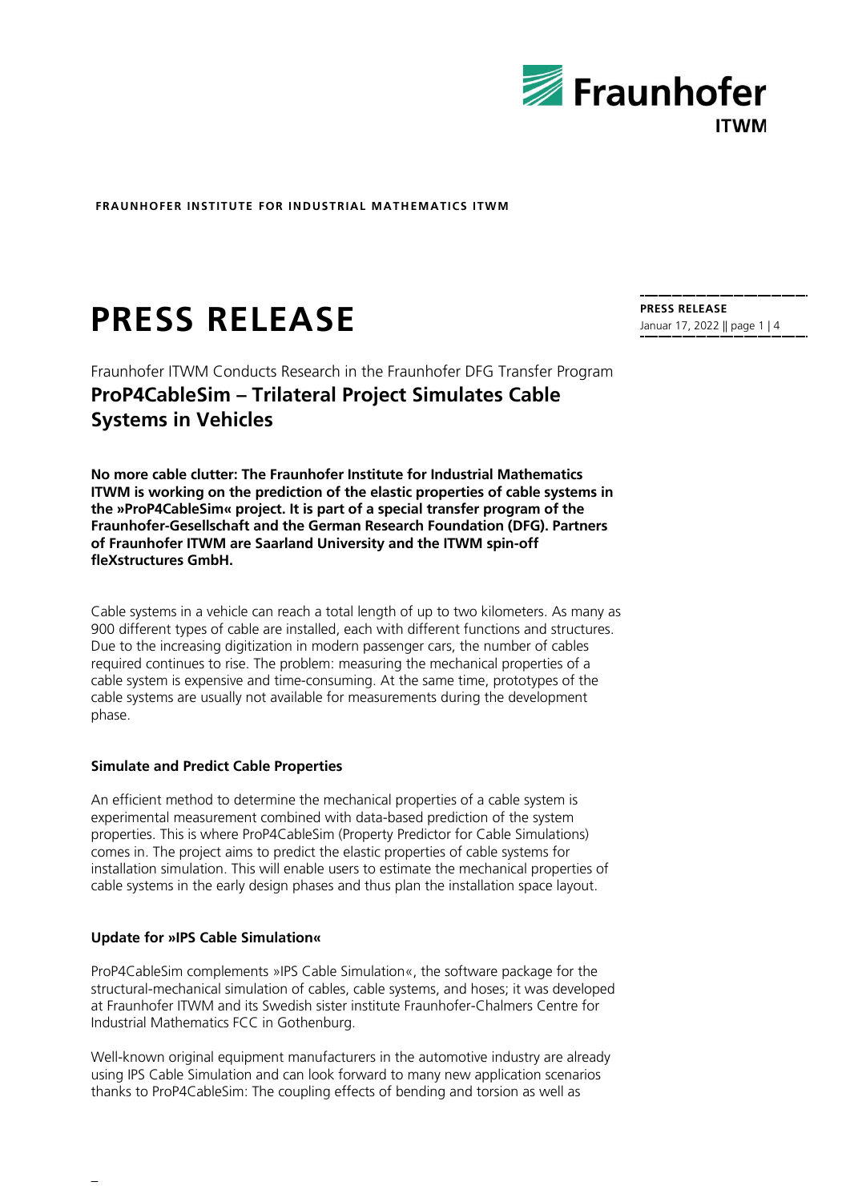**FRAUNHOFER INSTITUTE FOR INDUSTRIAL MATHEMATICS ITWM**

# PRESS RELEASE

**PRESS RELEASE**
Januar 17, 2022 || page 1 | 4

Fraunhofer ITWM Conducts Research in the Fraunhofer DFG Transfer Program

## ProP4CableSim – Trilateral Project Simulates Cable Systems in Vehicles

**No more cable clutter: The Fraunhofer Institute for Industrial Mathematics ITWM is working on the prediction of the elastic properties of cable systems in the »ProP4CableSim« project. It is part of a special transfer program of the Fraunhofer-Gesellschaft and the German Research Foundation (DFG). Partners of Fraunhofer ITWM are Saarland University and the ITWM spin-off fleXstructures GmbH.**

Cable systems in a vehicle can reach a total length of up to two kilometers. As many as 900 different types of cable are installed, each with different functions and structures. Due to the increasing digitization in modern passenger cars, the number of cables required continues to rise. The problem: measuring the mechanical properties of a cable system is expensive and time-consuming. At the same time, prototypes of the cable systems are usually not available for measurements during the development phase.

### Simulate and Predict Cable Properties

An efficient method to determine the mechanical properties of a cable system is experimental measurement combined with data-based prediction of the system properties. This is where ProP4CableSim (Property Predictor for Cable Simulations) comes in. The project aims to predict the elastic properties of cable systems for installation simulation. This will enable users to estimate the mechanical properties of cable systems in the early design phases and thus plan the installation space layout.

### Update for »IPS Cable Simulation«

ProP4CableSim complements »IPS Cable Simulation«, the software package for the structural-mechanical simulation of cables, cable systems, and hoses; it was developed at Fraunhofer ITWM and its Swedish sister institute Fraunhofer-Chalmers Centre for Industrial Mathematics FCC in Gothenburg.

Well-known original equipment manufacturers in the automotive industry are already using IPS Cable Simulation and can look forward to many new application scenarios thanks to ProP4CableSim: The coupling effects of bending and torsion as well as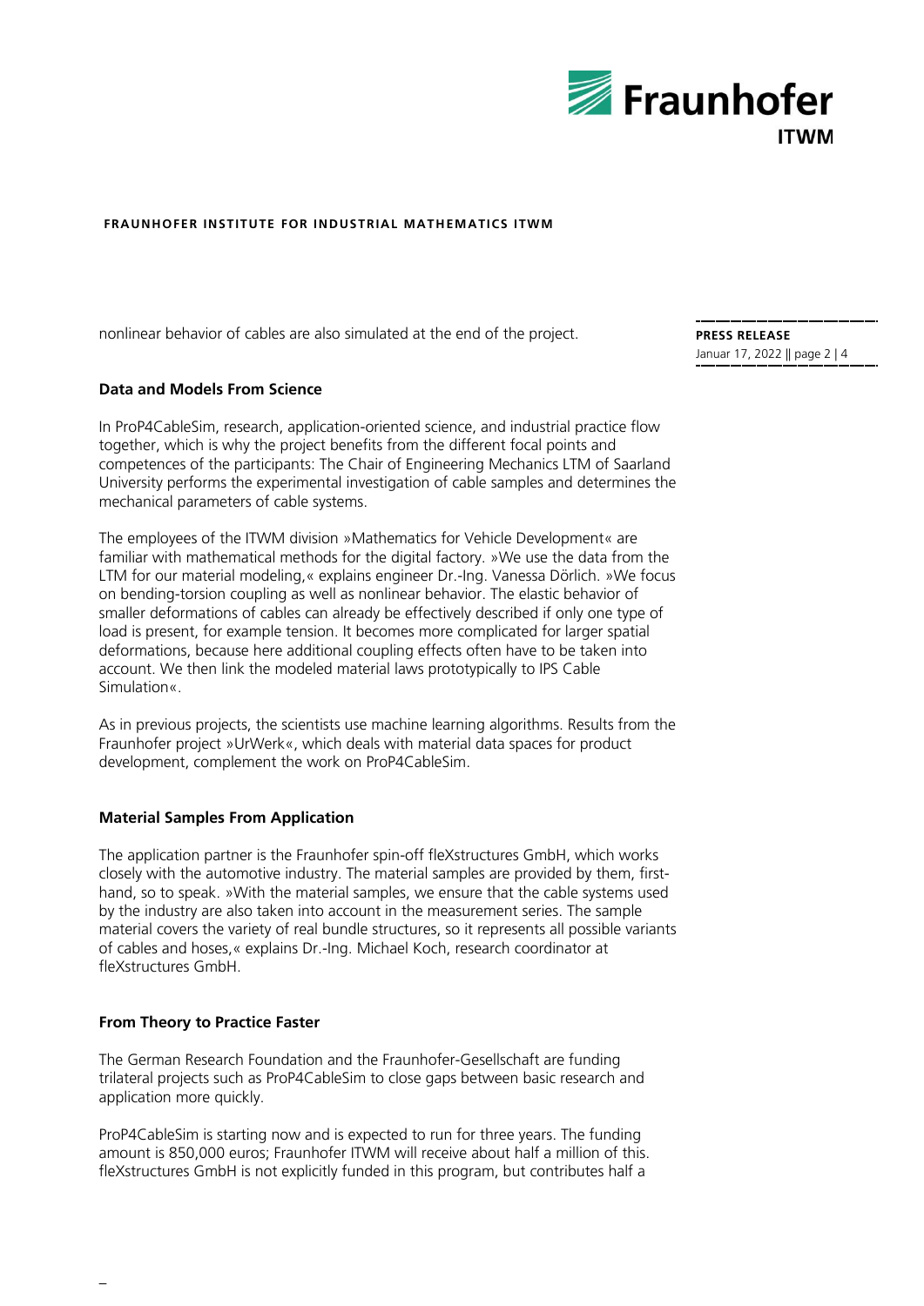nonlinear behavior of cables are also simulated at the end of the project.

### Data and Models From Science

In ProP4CableSim, research, application-oriented science, and industrial practice flow together, which is why the project benefits from the different focal points and competences of the participants: The Chair of Engineering Mechanics LTM of Saarland University performs the experimental investigation of cable samples and determines the mechanical parameters of cable systems.

The employees of the ITWM division »Mathematics for Vehicle Development« are familiar with mathematical methods for the digital factory. »We use the data from the LTM for our material modeling,« explains engineer Dr.-Ing. Vanessa Dörlich. »We focus on bending-torsion coupling as well as nonlinear behavior. The elastic behavior of smaller deformations of cables can already be effectively described if only one type of load is present, for example tension. It becomes more complicated for larger spatial deformations, because here additional coupling effects often have to be taken into account. We then link the modeled material laws prototypically to IPS Cable Simulation«.

As in previous projects, the scientists use machine learning algorithms. Results from the Fraunhofer project »UrWerk«, which deals with material data spaces for product development, complement the work on ProP4CableSim.

### Material Samples From Application

The application partner is the Fraunhofer spin-off fleXstructures GmbH, which works closely with the automotive industry. The material samples are provided by them, first-hand, so to speak. »With the material samples, we ensure that the cable systems used by the industry are also taken into account in the measurement series. The sample material covers the variety of real bundle structures, so it represents all possible variants of cables and hoses,« explains Dr.-Ing. Michael Koch, research coordinator at fleXstructures GmbH.

### From Theory to Practice Faster

The German Research Foundation and the Fraunhofer-Gesellschaft are funding trilateral projects such as ProP4CableSim to close gaps between basic research and application more quickly.

ProP4CableSim is starting now and is expected to run for three years. The funding amount is 850,000 euros; Fraunhofer ITWM will receive about half a million of this. fleXstructures GmbH is not explicitly funded in this program, but contributes half a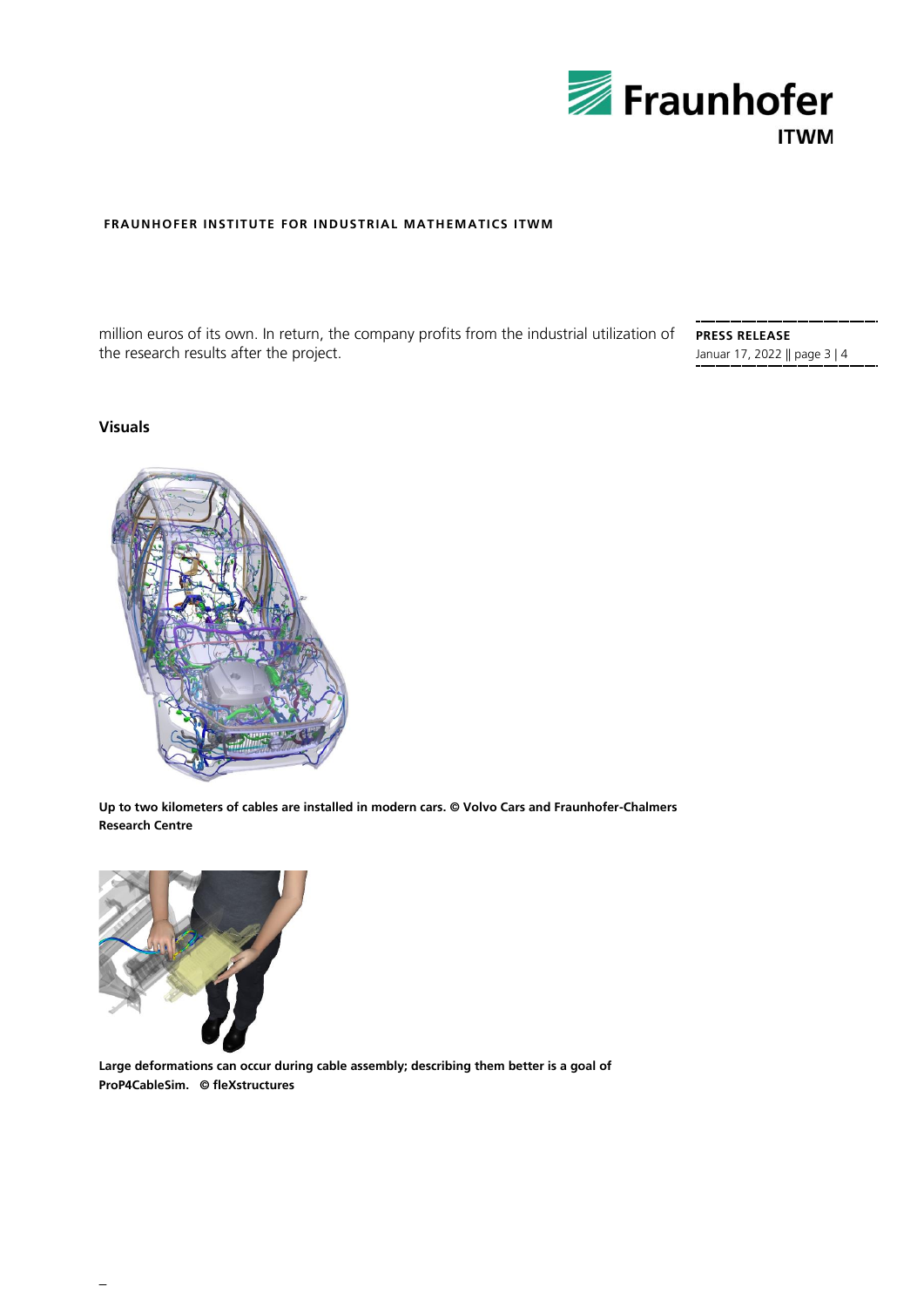million euros of its own. In return, the company profits from the industrial utilization of the research results after the project.

## Visuals

**Up to two kilometers of cables are installed in modern cars. © Volvo Cars and Fraunhofer-Chalmers Research Centre**

**Large deformations can occur during cable assembly; describing them better is a goal of ProP4CableSim. © fleXstructures**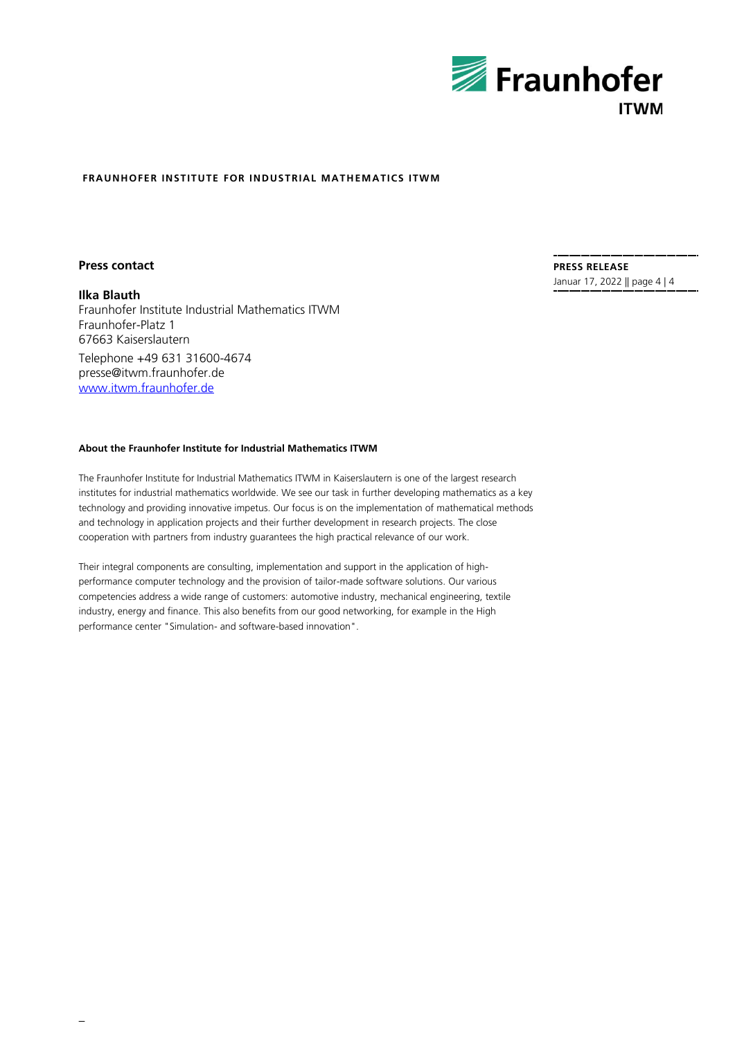**FRAUNHOFER INSTITUTE FOR INDUSTRIAL MATHEMATICS ITWM**

**PRESS RELEASE**

Januar 17, 2022

## Press contact

**Ilka Blauth**
Fraunhofer Institute Industrial Mathematics ITWM
Fraunhofer-Platz 1
67663 Kaiserslautern

Telephone +49 631 31600-4674
presse@itwm.fraunhofer.de
www.itwm.fraunhofer.de

### About the Fraunhofer Institute for Industrial Mathematics ITWM

The Fraunhofer Institute for Industrial Mathematics ITWM in Kaiserslautern is one of the largest research institutes for industrial mathematics worldwide. We see our task in further developing mathematics as a key technology and providing innovative impetus. Our focus is on the implementation of mathematical methods and technology in application projects and their further development in research projects. The close cooperation with partners from industry guarantees the high practical relevance of our work.

Their integral components are consulting, implementation and support in the application of high-performance computer technology and the provision of tailor-made software solutions. Our various competencies address a wide range of customers: automotive industry, mechanical engineering, textile industry, energy and finance. This also benefits from our good networking, for example in the High performance center "Simulation- and software-based innovation".